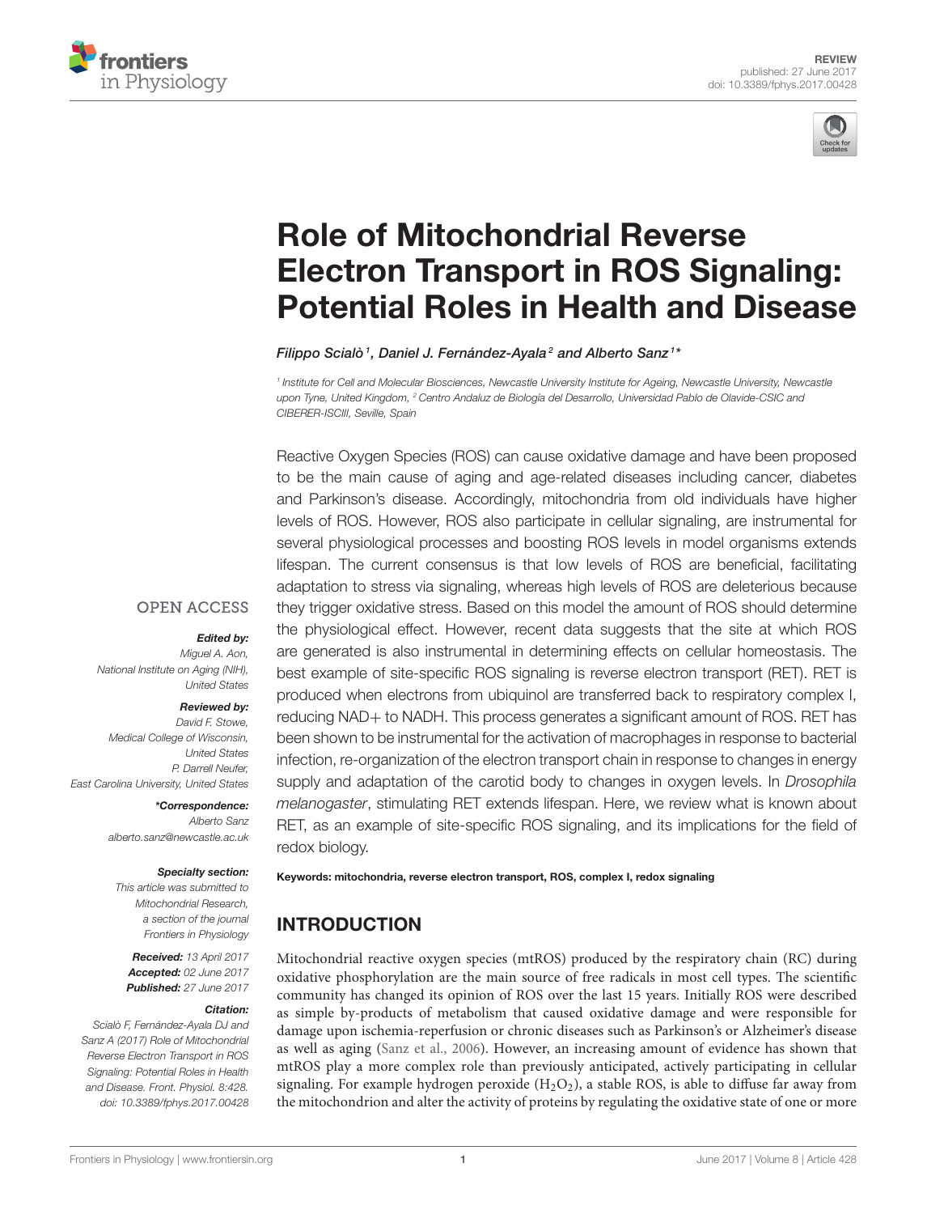REVIEW
published: 27 June 2017
doi: 10.3389/fphys.2017.00428

# Role of Mitochondrial Reverse Electron Transport in ROS Signaling: Potential Roles in Health and Disease

*Filippo Scialò[1], Daniel J. Fernández-Ayala[2] and Alberto Sanz[1]**

[1] Institute for Cell and Molecular Biosciences, Newcastle University Institute for Ageing, Newcastle University, Newcastle upon Tyne, United Kingdom, [2] Centro Andaluz de Biología del Desarrollo, Universidad Pablo de Olavide-CSIC and CIBERER-ISCIII, Seville, Spain

Reactive Oxygen Species (ROS) can cause oxidative damage and have been proposed to be the main cause of aging and age-related diseases including cancer, diabetes and Parkinson's disease. Accordingly, mitochondria from old individuals have higher levels of ROS. However, ROS also participate in cellular signaling, are instrumental for several physiological processes and boosting ROS levels in model organisms extends lifespan. The current consensus is that low levels of ROS are beneficial, facilitating adaptation to stress via signaling, whereas high levels of ROS are deleterious because they trigger oxidative stress. Based on this model the amount of ROS should determine the physiological effect. However, recent data suggests that the site at which ROS are generated is also instrumental in determining effects on cellular homeostasis. The best example of site-specific ROS signaling is reverse electron transport (RET). RET is produced when electrons from ubiquinol are transferred back to respiratory complex I, reducing NAD+ to NADH. This process generates a significant amount of ROS. RET has been shown to be instrumental for the activation of macrophages in response to bacterial infection, re-organization of the electron transport chain in response to changes in energy supply and adaptation of the carotid body to changes in oxygen levels. In *Drosophila melanogaster*, stimulating RET extends lifespan. Here, we review what is known about RET, as an example of site-specific ROS signaling, and its implications for the field of redox biology.

**Keywords: mitochondria, reverse electron transport, ROS, complex I, redox signaling**

OPEN ACCESS

***Edited by:***
*Miguel A. Aon,*
*National Institute on Aging (NIH), United States*

***Reviewed by:***
*David F. Stowe,*
*Medical College of Wisconsin, United States*
*P. Darrell Neufer,*
*East Carolina University, United States*

***\*Correspondence:***
*Alberto Sanz*
*alberto.sanz@newcastle.ac.uk*

***Specialty section:***
*This article was submitted to Mitochondrial Research, a section of the journal Frontiers in Physiology*

***Received:*** *13 April 2017*
***Accepted:*** *02 June 2017*
***Published:*** *27 June 2017*

***Citation:***
*Scialò F, Fernández-Ayala DJ and Sanz A (2017) Role of Mitochondrial Reverse Electron Transport in ROS Signaling: Potential Roles in Health and Disease. Front. Physiol. 8:428. doi: 10.3389/fphys.2017.00428*

## INTRODUCTION

Mitochondrial reactive oxygen species (mtROS) produced by the respiratory chain (RC) during oxidative phosphorylation are the main source of free radicals in most cell types. The scientific community has changed its opinion of ROS over the last 15 years. Initially ROS were described as simple by-products of metabolism that caused oxidative damage and were responsible for damage upon ischemia-reperfusion or chronic diseases such as Parkinson's or Alzheimer's disease as well as aging (Sanz et al., 2006). However, an increasing amount of evidence has shown that mtROS play a more complex role than previously anticipated, actively participating in cellular signaling. For example hydrogen peroxide ($H_2O_2$), a stable ROS, is able to diffuse far away from the mitochondrion and alter the activity of proteins by regulating the oxidative state of one or more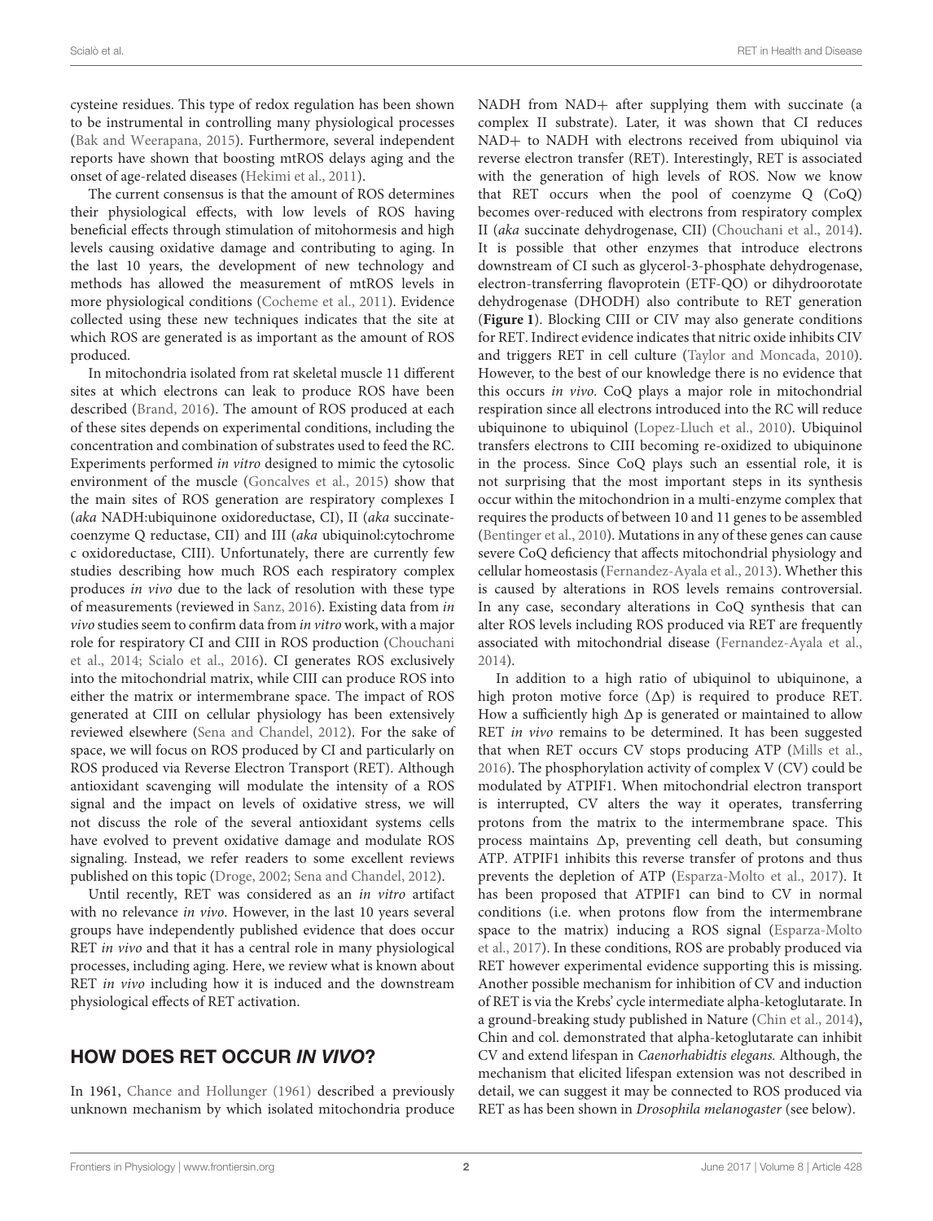cysteine residues. This type of redox regulation has been shown to be instrumental in controlling many physiological processes (Bak and Weerapana, 2015). Furthermore, several independent reports have shown that boosting mtROS delays aging and the onset of age-related diseases (Hekimi et al., 2011).

The current consensus is that the amount of ROS determines their physiological effects, with low levels of ROS having beneficial effects through stimulation of mitohormesis and high levels causing oxidative damage and contributing to aging. In the last 10 years, the development of new technology and methods has allowed the measurement of mtROS levels in more physiological conditions (Cocheme et al., 2011). Evidence collected using these new techniques indicates that the site at which ROS are generated is as important as the amount of ROS produced.

In mitochondria isolated from rat skeletal muscle 11 different sites at which electrons can leak to produce ROS have been described (Brand, 2016). The amount of ROS produced at each of these sites depends on experimental conditions, including the concentration and combination of substrates used to feed the RC. Experiments performed *in vitro* designed to mimic the cytosolic environment of the muscle (Goncalves et al., 2015) show that the main sites of ROS generation are respiratory complexes I (*aka* NADH:ubiquinone oxidoreductase, CI), II (*aka* succinate-coenzyme Q reductase, CII) and III (*aka* ubiquinol:cytochrome c oxidoreductase, CIII). Unfortunately, there are currently few studies describing how much ROS each respiratory complex produces *in vivo* due to the lack of resolution with these type of measurements (reviewed in Sanz, 2016). Existing data from *in vivo* studies seem to confirm data from *in vitro* work, with a major role for respiratory CI and CIII in ROS production (Chouchani et al., 2014; Scialo et al., 2016). CI generates ROS exclusively into the mitochondrial matrix, while CIII can produce ROS into either the matrix or intermembrane space. The impact of ROS generated at CIII on cellular physiology has been extensively reviewed elsewhere (Sena and Chandel, 2012). For the sake of space, we will focus on ROS produced by CI and particularly on ROS produced via Reverse Electron Transport (RET). Although antioxidant scavenging will modulate the intensity of a ROS signal and the impact on levels of oxidative stress, we will not discuss the role of the several antioxidant systems cells have evolved to prevent oxidative damage and modulate ROS signaling. Instead, we refer readers to some excellent reviews published on this topic (Droge, 2002; Sena and Chandel, 2012).

Until recently, RET was considered as an *in vitro* artifact with no relevance *in vivo*. However, in the last 10 years several groups have independently published evidence that does occur RET *in vivo* and that it has a central role in many physiological processes, including aging. Here, we review what is known about RET *in vivo* including how it is induced and the downstream physiological effects of RET activation.

## HOW DOES RET OCCUR *IN VIVO*?

In 1961, Chance and Hollunger (1961) described a previously unknown mechanism by which isolated mitochondria produce NADH from NAD+ after supplying them with succinate (a complex II substrate). Later, it was shown that CI reduces NAD+ to NADH with electrons received from ubiquinol via reverse electron transfer (RET). Interestingly, RET is associated with the generation of high levels of ROS. Now we know that RET occurs when the pool of coenzyme Q (CoQ) becomes over-reduced with electrons from respiratory complex II (*aka* succinate dehydrogenase, CII) (Chouchani et al., 2014). It is possible that other enzymes that introduce electrons downstream of CI such as glycerol-3-phosphate dehydrogenase, electron-transferring flavoprotein (ETF-QO) or dihydroorotate dehydrogenase (DHODH) also contribute to RET generation (**Figure 1**). Blocking CIII or CIV may also generate conditions for RET. Indirect evidence indicates that nitric oxide inhibits CIV and triggers RET in cell culture (Taylor and Moncada, 2010). However, to the best of our knowledge there is no evidence that this occurs *in vivo*. CoQ plays a major role in mitochondrial respiration since all electrons introduced into the RC will reduce ubiquinone to ubiquinol (Lopez-Lluch et al., 2010). Ubiquinol transfers electrons to CIII becoming re-oxidized to ubiquinone in the process. Since CoQ plays such an essential role, it is not surprising that the most important steps in its synthesis occur within the mitochondrion in a multi-enzyme complex that requires the products of between 10 and 11 genes to be assembled (Bentinger et al., 2010). Mutations in any of these genes can cause severe CoQ deficiency that affects mitochondrial physiology and cellular homeostasis (Fernandez-Ayala et al., 2013). Whether this is caused by alterations in ROS levels remains controversial. In any case, secondary alterations in CoQ synthesis that can alter ROS levels including ROS produced via RET are frequently associated with mitochondrial disease (Fernandez-Ayala et al., 2014).

In addition to a high ratio of ubiquinol to ubiquinone, a high proton motive force ($\Delta p$) is required to produce RET. How a sufficiently high $\Delta p$ is generated or maintained to allow RET *in vivo* remains to be determined. It has been suggested that when RET occurs CV stops producing ATP (Mills et al., 2016). The phosphorylation activity of complex V (CV) could be modulated by ATPIF1. When mitochondrial electron transport is interrupted, CV alters the way it operates, transferring protons from the matrix to the intermembrane space. This process maintains $\Delta p$, preventing cell death, but consuming ATP. ATPIF1 inhibits this reverse transfer of protons and thus prevents the depletion of ATP (Esparza-Molto et al., 2017). It has been proposed that ATPIF1 can bind to CV in normal conditions (i.e. when protons flow from the intermembrane space to the matrix) inducing a ROS signal (Esparza-Molto et al., 2017). In these conditions, ROS are probably produced via RET however experimental evidence supporting this is missing. Another possible mechanism for inhibition of CV and induction of RET is via the Krebs' cycle intermediate alpha-ketoglutarate. In a ground-breaking study published in Nature (Chin et al., 2014), Chin and col. demonstrated that alpha-ketoglutarate can inhibit CV and extend lifespan in *Caenorhabditis elegans*. Although, the mechanism that elicited lifespan extension was not described in detail, we can suggest it may be connected to ROS produced via RET as has been shown in *Drosophila melanogaster* (see below).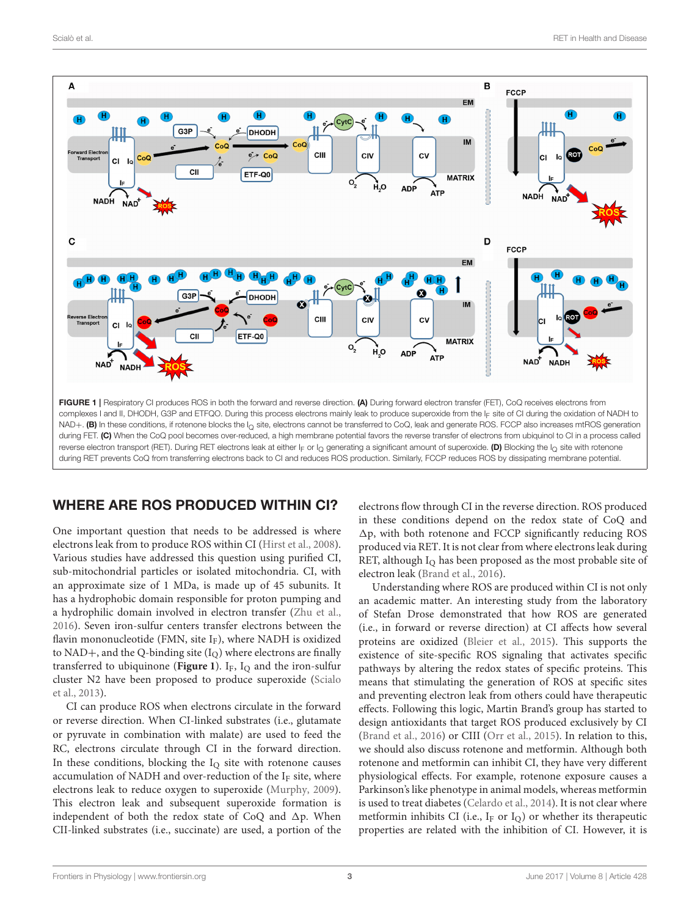FIGURE 1 | Respiratory CI produces ROS in both the forward and reverse direction. **(A)** During forward electron transfer (FET), CoQ receives electrons from complexes I and II, DHODH, G3P and ETFQO. During this process electrons mainly leak to produce superoxide from the $I_F$ site of CI during the oxidation of NADH to NAD+. **(B)** In these conditions, if rotenone blocks the $I_Q$ site, electrons cannot be transferred to CoQ, leak and generate ROS. FCCP also increases mtROS generation during FET. **(C)** When the CoQ pool becomes over-reduced, a high membrane potential favors the reverse transfer of electrons from ubiquinol to CI in a process called reverse electron transport (RET). During RET electrons leak at either $I_F$ or $I_Q$ generating a significant amount of superoxide. **(D)** Blocking the $I_Q$ site with rotenone during RET prevents CoQ from transferring electrons back to CI and reduces ROS production. Similarly, FCCP reduces ROS by dissipating membrane potential.

## WHERE ARE ROS PRODUCED WITHIN CI?

One important question that needs to be addressed is where electrons leak from to produce ROS within CI (Hirst et al., 2008). Various studies have addressed this question using purified CI, sub-mitochondrial particles or isolated mitochondria. CI, with an approximate size of 1 MDa, is made up of 45 subunits. It has a hydrophobic domain responsible for proton pumping and a hydrophilic domain involved in electron transfer (Zhu et al., 2016). Seven iron-sulfur centers transfer electrons between the flavin mononucleotide (FMN, site $I_F$), where NADH is oxidized to NAD+, and the Q-binding site ($I_Q$) where electrons are finally transferred to ubiquinone (**Figure 1**). $I_F$, $I_Q$ and the iron-sulfur cluster N2 have been proposed to produce superoxide (Scialo et al., 2013).

CI can produce ROS when electrons circulate in the forward or reverse direction. When CI-linked substrates (i.e., glutamate or pyruvate in combination with malate) are used to feed the RC, electrons circulate through CI in the forward direction. In these conditions, blocking the $I_Q$ site with rotenone causes accumulation of NADH and over-reduction of the $I_F$ site, where electrons leak to reduce oxygen to superoxide (Murphy, 2009). This electron leak and subsequent superoxide formation is independent of both the redox state of CoQ and $\Delta p$. When CII-linked substrates (i.e., succinate) are used, a portion of the electrons flow through CI in the reverse direction. ROS produced in these conditions depend on the redox state of CoQ and $\Delta p$, with both rotenone and FCCP significantly reducing ROS produced via RET. It is not clear from where electrons leak during RET, although $I_Q$ has been proposed as the most probable site of electron leak (Brand et al., 2016).

Understanding where ROS are produced within CI is not only an academic matter. An interesting study from the laboratory of Stefan Drose demonstrated that how ROS are generated (i.e., in forward or reverse direction) at CI affects how several proteins are oxidized (Bleier et al., 2015). This supports the existence of site-specific ROS signaling that activates specific pathways by altering the redox states of specific proteins. This means that stimulating the generation of ROS at specific sites and preventing electron leak from others could have therapeutic effects. Following this logic, Martin Brand's group has started to design antioxidants that target ROS produced exclusively by CI (Brand et al., 2016) or CIII (Orr et al., 2015). In relation to this, we should also discuss rotenone and metformin. Although both rotenone and metformin can inhibit CI, they have very different physiological effects. For example, rotenone exposure causes a Parkinson's like phenotype in animal models, whereas metformin is used to treat diabetes (Celardo et al., 2014). It is not clear where metformin inhibits CI (i.e., $I_F$ or $I_Q$) or whether its therapeutic properties are related with the inhibition of CI. However, it is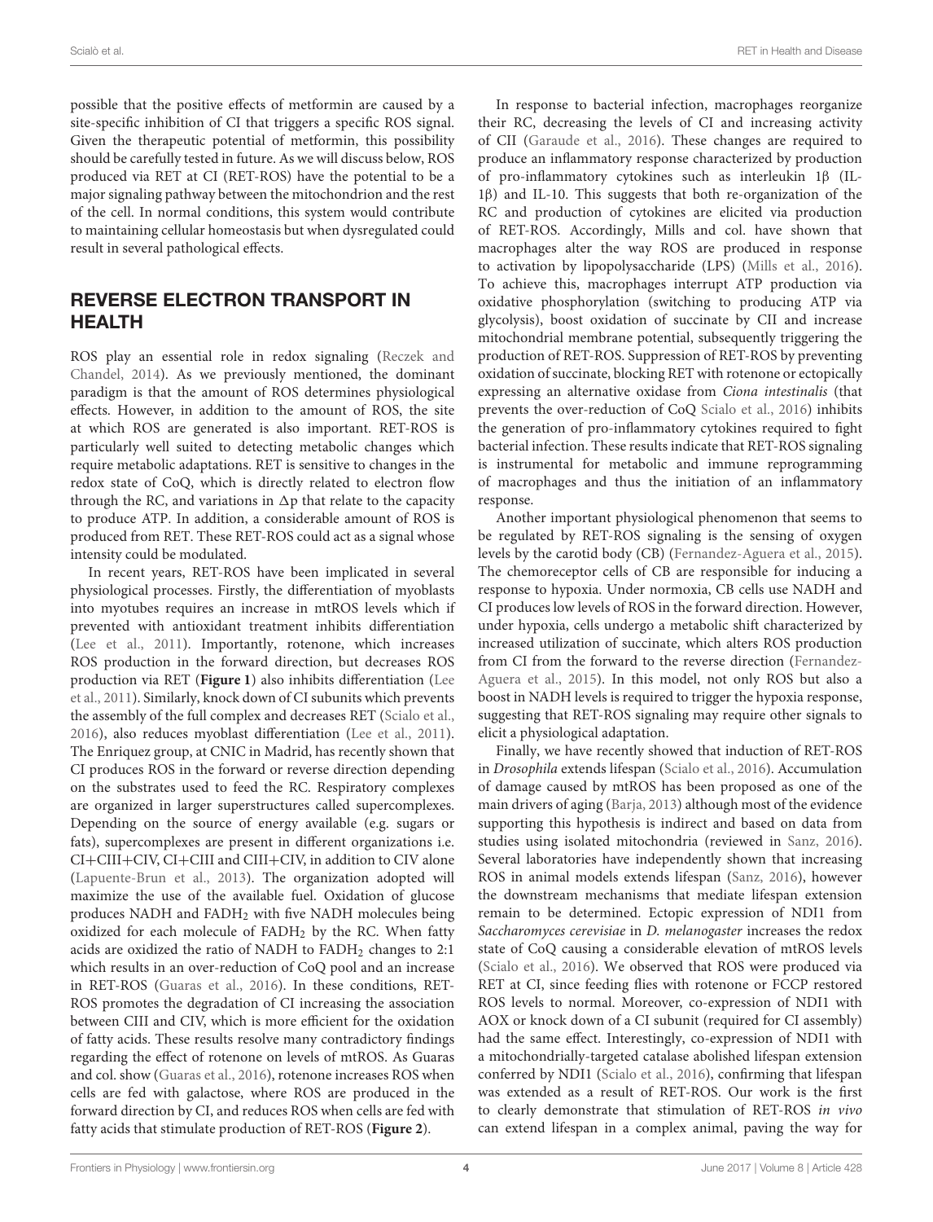possible that the positive effects of metformin are caused by a site-specific inhibition of CI that triggers a specific ROS signal. Given the therapeutic potential of metformin, this possibility should be carefully tested in future. As we will discuss below, ROS produced via RET at CI (RET-ROS) have the potential to be a major signaling pathway between the mitochondrion and the rest of the cell. In normal conditions, this system would contribute to maintaining cellular homeostasis but when dysregulated could result in several pathological effects.

## REVERSE ELECTRON TRANSPORT IN HEALTH

ROS play an essential role in redox signaling (Reczek and Chandel, 2014). As we previously mentioned, the dominant paradigm is that the amount of ROS determines physiological effects. However, in addition to the amount of ROS, the site at which ROS are generated is also important. RET-ROS is particularly well suited to detecting metabolic changes which require metabolic adaptations. RET is sensitive to changes in the redox state of CoQ, which is directly related to electron flow through the RC, and variations in $\Delta p$ that relate to the capacity to produce ATP. In addition, a considerable amount of ROS is produced from RET. These RET-ROS could act as a signal whose intensity could be modulated.

In recent years, RET-ROS have been implicated in several physiological processes. Firstly, the differentiation of myoblasts into myotubes requires an increase in mtROS levels which if prevented with antioxidant treatment inhibits differentiation (Lee et al., 2011). Importantly, rotenone, which increases ROS production in the forward direction, but decreases ROS production via RET (**Figure 1**) also inhibits differentiation (Lee et al., 2011). Similarly, knock down of CI subunits which prevents the assembly of the full complex and decreases RET (Scialo et al., 2016), also reduces myoblast differentiation (Lee et al., 2011). The Enriquez group, at CNIC in Madrid, has recently shown that CI produces ROS in the forward or reverse direction depending on the substrates used to feed the RC. Respiratory complexes are organized in larger superstructures called supercomplexes. Depending on the source of energy available (e.g. sugars or fats), supercomplexes are present in different organizations i.e. CI+CIII+CIV, CI+CIII and CIII+CIV, in addition to CIV alone (Lapuente-Brun et al., 2013). The organization adopted will maximize the use of the available fuel. Oxidation of glucose produces NADH and $FADH_2$ with five NADH molecules being oxidized for each molecule of $FADH_2$ by the RC. When fatty acids are oxidized the ratio of NADH to $FADH_2$ changes to 2:1 which results in an over-reduction of CoQ pool and an increase in RET-ROS (Guaras et al., 2016). In these conditions, RET-ROS promotes the degradation of CI increasing the association between CIII and CIV, which is more efficient for the oxidation of fatty acids. These results resolve many contradictory findings regarding the effect of rotenone on levels of mtROS. As Guaras and col. show (Guaras et al., 2016), rotenone increases ROS when cells are fed with galactose, where ROS are produced in the forward direction by CI, and reduces ROS when cells are fed with fatty acids that stimulate production of RET-ROS (**Figure 2**).

In response to bacterial infection, macrophages reorganize their RC, decreasing the levels of CI and increasing activity of CII (Garaude et al., 2016). These changes are required to produce an inflammatory response characterized by production of pro-inflammatory cytokines such as interleukin 1β (IL-1β) and IL-10. This suggests that both re-organization of the RC and production of cytokines are elicited via production of RET-ROS. Accordingly, Mills and col. have shown that macrophages alter the way ROS are produced in response to activation by lipopolysaccharide (LPS) (Mills et al., 2016). To achieve this, macrophages interrupt ATP production via oxidative phosphorylation (switching to producing ATP via glycolysis), boost oxidation of succinate by CII and increase mitochondrial membrane potential, subsequently triggering the production of RET-ROS. Suppression of RET-ROS by preventing oxidation of succinate, blocking RET with rotenone or ectopically expressing an alternative oxidase from *Ciona intestinalis* (that prevents the over-reduction of CoQ Scialo et al., 2016) inhibits the generation of pro-inflammatory cytokines required to fight bacterial infection. These results indicate that RET-ROS signaling is instrumental for metabolic and immune reprogramming of macrophages and thus the initiation of an inflammatory response.

Another important physiological phenomenon that seems to be regulated by RET-ROS signaling is the sensing of oxygen levels by the carotid body (CB) (Fernandez-Aguera et al., 2015). The chemoreceptor cells of CB are responsible for inducing a response to hypoxia. Under normoxia, CB cells use NADH and CI produces low levels of ROS in the forward direction. However, under hypoxia, cells undergo a metabolic shift characterized by increased utilization of succinate, which alters ROS production from CI from the forward to the reverse direction (Fernandez-Aguera et al., 2015). In this model, not only ROS but also a boost in NADH levels is required to trigger the hypoxia response, suggesting that RET-ROS signaling may require other signals to elicit a physiological adaptation.

Finally, we have recently showed that induction of RET-ROS in *Drosophila* extends lifespan (Scialo et al., 2016). Accumulation of damage caused by mtROS has been proposed as one of the main drivers of aging (Barja, 2013) although most of the evidence supporting this hypothesis is indirect and based on data from studies using isolated mitochondria (reviewed in Sanz, 2016). Several laboratories have independently shown that increasing ROS in animal models extends lifespan (Sanz, 2016), however the downstream mechanisms that mediate lifespan extension remain to be determined. Ectopic expression of NDI1 from *Saccharomyces cerevisiae* in *D. melanogaster* increases the redox state of CoQ causing a considerable elevation of mtROS levels (Scialo et al., 2016). We observed that ROS were produced via RET at CI, since feeding flies with rotenone or FCCP restored ROS levels to normal. Moreover, co-expression of NDI1 with AOX or knock down of a CI subunit (required for CI assembly) had the same effect. Interestingly, co-expression of NDI1 with a mitochondrially-targeted catalase abolished lifespan extension conferred by NDI1 (Scialo et al., 2016), confirming that lifespan was extended as a result of RET-ROS. Our work is the first to clearly demonstrate that stimulation of RET-ROS *in vivo* can extend lifespan in a complex animal, paving the way for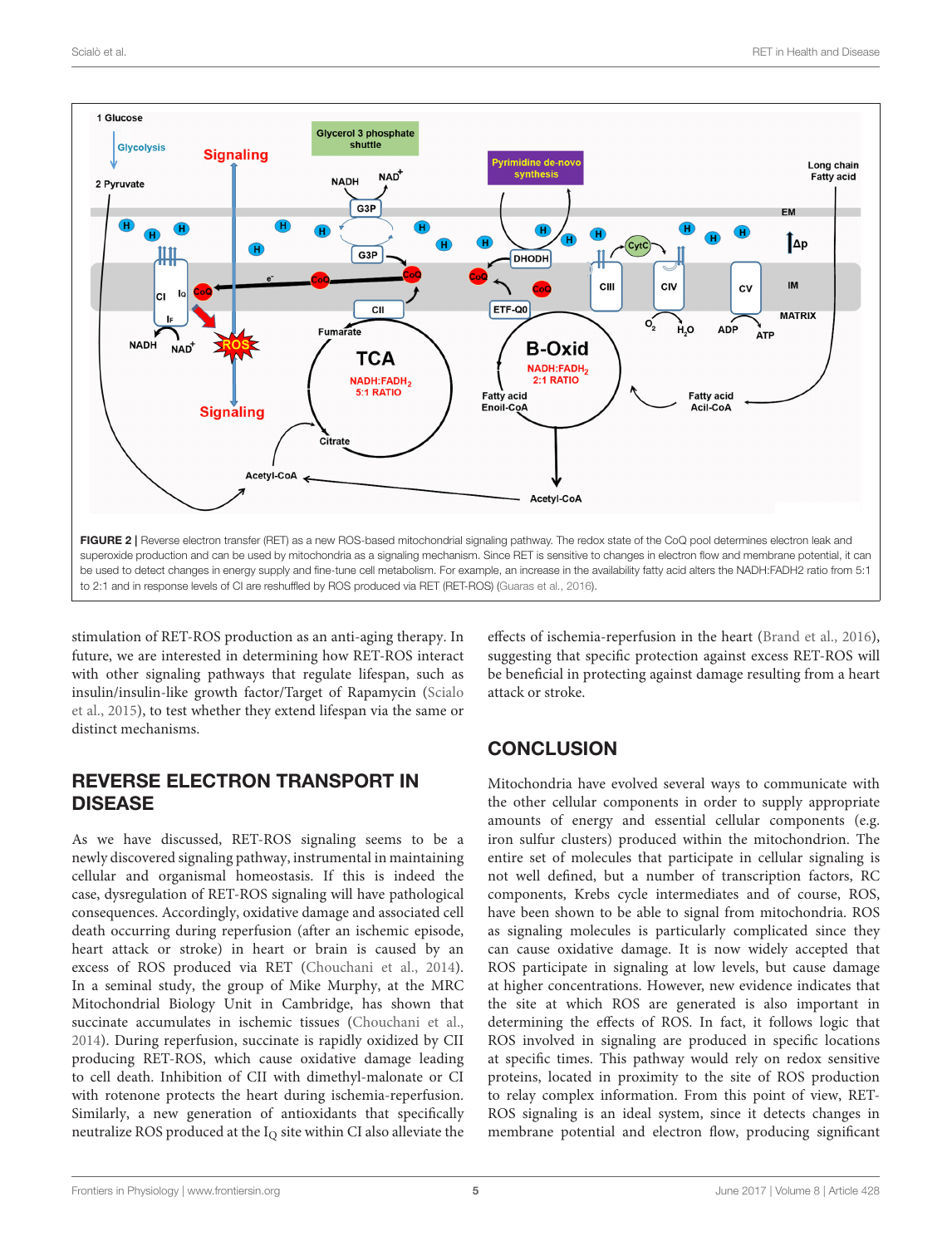**FIGURE 2** | Reverse electron transfer (RET) as a new ROS-based mitochondrial signaling pathway. The redox state of the CoQ pool determines electron leak and superoxide production and can be used by mitochondria as a signaling mechanism. Since RET is sensitive to changes in electron flow and membrane potential, it can be used to detect changes in energy supply and fine-tune cell metabolism. For example, an increase in the availability fatty acid alters the NADH:FADH2 ratio from 5:1 to 2:1 and in response levels of CI are reshuffled by ROS produced via RET (RET-ROS) (Guaras et al., 2016).

stimulation of RET-ROS production as an anti-aging therapy. In future, we are interested in determining how RET-ROS interact with other signaling pathways that regulate lifespan, such as insulin/insulin-like growth factor/Target of Rapamycin (Scialo et al., 2015), to test whether they extend lifespan via the same or distinct mechanisms.

## REVERSE ELECTRON TRANSPORT IN DISEASE

As we have discussed, RET-ROS signaling seems to be a newly discovered signaling pathway, instrumental in maintaining cellular and organismal homeostasis. If this is indeed the case, dysregulation of RET-ROS signaling will have pathological consequences. Accordingly, oxidative damage and associated cell death occurring during reperfusion (after an ischemic episode, heart attack or stroke) in heart or brain is caused by an excess of ROS produced via RET (Chouchani et al., 2014). In a seminal study, the group of Mike Murphy, at the MRC Mitochondrial Biology Unit in Cambridge, has shown that succinate accumulates in ischemic tissues (Chouchani et al., 2014). During reperfusion, succinate is rapidly oxidized by CII producing RET-ROS, which cause oxidative damage leading to cell death. Inhibition of CII with dimethyl-malonate or CI with rotenone protects the heart during ischemia-reperfusion. Similarly, a new generation of antioxidants that specifically neutralize ROS produced at the $I_Q$ site within CI also alleviate the effects of ischemia-reperfusion in the heart (Brand et al., 2016), suggesting that specific protection against excess RET-ROS will be beneficial in protecting against damage resulting from a heart attack or stroke.

## CONCLUSION

Mitochondria have evolved several ways to communicate with the other cellular components in order to supply appropriate amounts of energy and essential cellular components (e.g. iron sulfur clusters) produced within the mitochondrion. The entire set of molecules that participate in cellular signaling is not well defined, but a number of transcription factors, RC components, Krebs cycle intermediates and of course, ROS, have been shown to be able to signal from mitochondria. ROS as signaling molecules is particularly complicated since they can cause oxidative damage. It is now widely accepted that ROS participate in signaling at low levels, but cause damage at higher concentrations. However, new evidence indicates that the site at which ROS are generated is also important in determining the effects of ROS. In fact, it follows logic that ROS involved in signaling are produced in specific locations at specific times. This pathway would rely on redox sensitive proteins, located in proximity to the site of ROS production to relay complex information. From this point of view, RET-ROS signaling is an ideal system, since it detects changes in membrane potential and electron flow, producing significant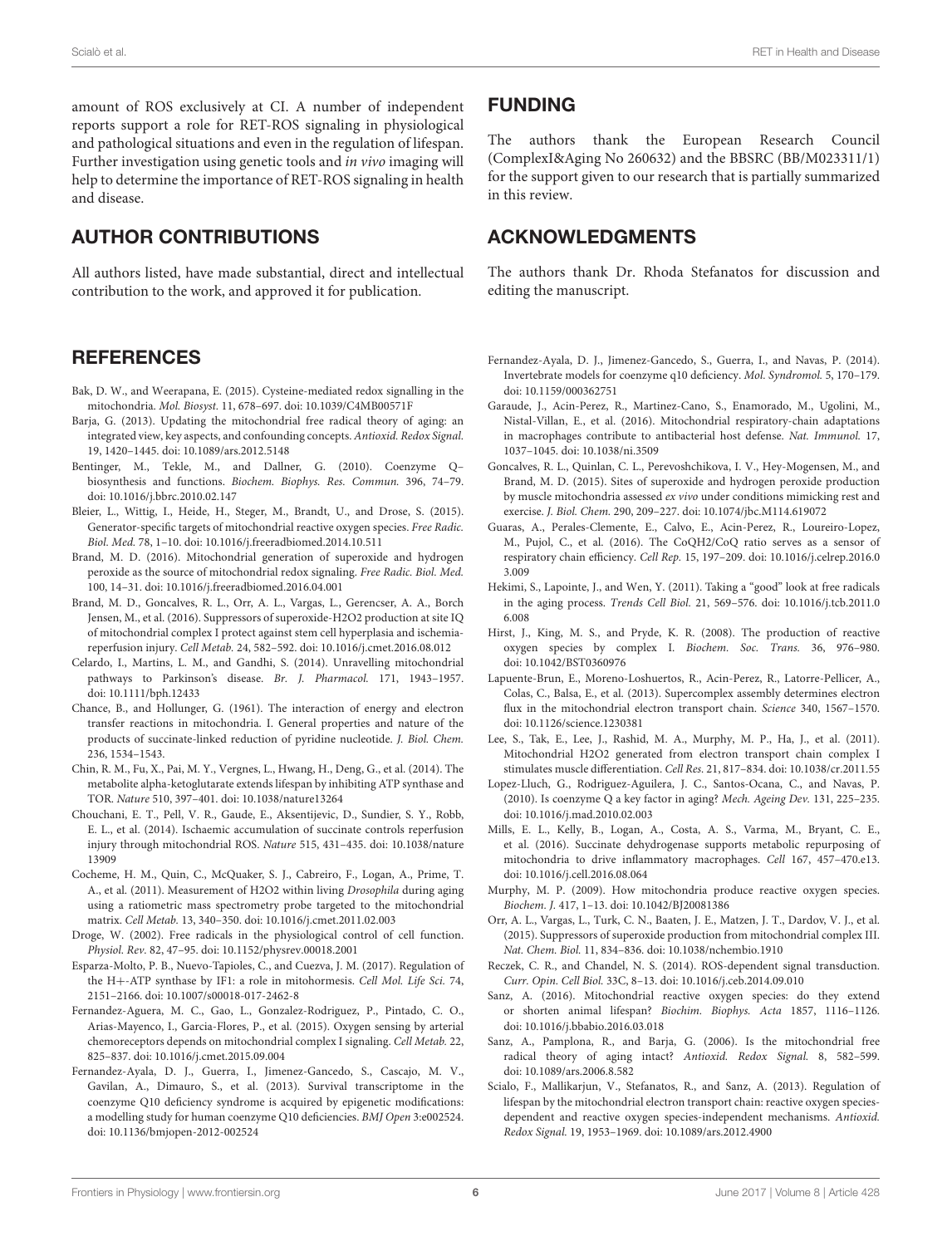amount of ROS exclusively at CI. A number of independent reports support a role for RET-ROS signaling in physiological and pathological situations and even in the regulation of lifespan. Further investigation using genetic tools and *in vivo* imaging will help to determine the importance of RET-ROS signaling in health and disease.

## AUTHOR CONTRIBUTIONS

All authors listed, have made substantial, direct and intellectual contribution to the work, and approved it for publication.

## FUNDING

The authors thank the European Research Council (ComplexI&Aging No 260632) and the BBSRC (BB/M023311/1) for the support given to our research that is partially summarized in this review.

## ACKNOWLEDGMENTS

The authors thank Dr. Rhoda Stefanatos for discussion and editing the manuscript.

## REFERENCES

Bak, D. W., and Weerapana, E. (2015). Cysteine-mediated redox signalling in the mitochondria. *Mol. Biosyst*. 11, 678–697. doi: 10.1039/C4MB00571F

Barja, G. (2013). Updating the mitochondrial free radical theory of aging: an integrated view, key aspects, and confounding concepts. *Antioxid. Redox Signal.* 19, 1420–1445. doi: 10.1089/ars.2012.5148

Bentinger, M., Tekle, M., and Dallner, G. (2010). Coenzyme Q–biosynthesis and functions. *Biochem. Biophys. Res. Commun.* 396, 74–79. doi: 10.1016/j.bbrc.2010.02.147

Bleier, L., Wittig, I., Heide, H., Steger, M., Brandt, U., and Drose, S. (2015). Generator-specific targets of mitochondrial reactive oxygen species. *Free Radic. Biol. Med.* 78, 1–10. doi: 10.1016/j.freeradbiomed.2014.10.511

Brand, M. D. (2016). Mitochondrial generation of superoxide and hydrogen peroxide as the source of mitochondrial redox signaling. *Free Radic. Biol. Med.* 100, 14–31. doi: 10.1016/j.freeradbiomed.2016.04.001

Brand, M. D., Goncalves, R. L., Orr, A. L., Vargas, L., Gerencser, A. A., Borch Jensen, M., et al. (2016). Suppressors of superoxide-H2O2 production at site IQ of mitochondrial complex I protect against stem cell hyperplasia and ischemia-reperfusion injury. *Cell Metab.* 24, 582–592. doi: 10.1016/j.cmet.2016.08.012

Celardo, I., Martins, L. M., and Gandhi, S. (2014). Unravelling mitochondrial pathways to Parkinson's disease. *Br. J. Pharmacol.* 171, 1943–1957. doi: 10.1111/bph.12433

Chance, B., and Hollunger, G. (1961). The interaction of energy and electron transfer reactions in mitochondria. I. General properties and nature of the products of succinate-linked reduction of pyridine nucleotide. *J. Biol. Chem.* 236, 1534–1543.

Chin, R. M., Fu, X., Pai, M. Y., Vergnes, L., Hwang, H., Deng, G., et al. (2014). The metabolite alpha-ketoglutarate extends lifespan by inhibiting ATP synthase and TOR. *Nature* 510, 397–401. doi: 10.1038/nature13264

Chouchani, E. T., Pell, V. R., Gaude, E., Aksentijevic, D., Sundier, S. Y., Robb, E. L., et al. (2014). Ischaemic accumulation of succinate controls reperfusion injury through mitochondrial ROS. *Nature* 515, 431–435. doi: 10.1038/nature13909

Cocheme, H. M., Quin, C., McQuaker, S. J., Cabreiro, F., Logan, A., Prime, T. A., et al. (2011). Measurement of H2O2 within living *Drosophila* during aging using a ratiometric mass spectrometry probe targeted to the mitochondrial matrix. *Cell Metab.* 13, 340–350. doi: 10.1016/j.cmet.2011.02.003

Droge, W. (2002). Free radicals in the physiological control of cell function. *Physiol. Rev*. 82, 47–95. doi: 10.1152/physrev.00018.2001

Esparza-Molto, P. B., Nuevo-Tapioles, C., and Cuezva, J. M. (2017). Regulation of the H+-ATP synthase by IF1: a role in mitohormesis. *Cell Mol. Life Sci.* 74, 2151–2166. doi: 10.1007/s00018-017-2462-8

Fernandez-Aguera, M. C., Gao, L., Gonzalez-Rodriguez, P., Pintado, C. O., Arias-Mayenco, I., Garcia-Flores, P., et al. (2015). Oxygen sensing by arterial chemoreceptors depends on mitochondrial complex I signaling. *Cell Metab.* 22, 825–837. doi: 10.1016/j.cmet.2015.09.004

Fernandez-Ayala, D. J., Guerra, I., Jimenez-Gancedo, S., Cascajo, M. V., Gavilan, A., Dimauro, S., et al. (2013). Survival transcriptome in the coenzyme Q10 deficiency syndrome is acquired by epigenetic modifications: a modelling study for human coenzyme Q10 deficiencies. *BMJ Open* 3:e002524. doi: 10.1136/bmjopen-2012-002524

Fernandez-Ayala, D. J., Jimenez-Gancedo, S., Guerra, I., and Navas, P. (2014). Invertebrate models for coenzyme q10 deficiency. *Mol. Syndromol.* 5, 170–179. doi: 10.1159/000362751

Garaude, J., Acin-Perez, R., Martinez-Cano, S., Enamorado, M., Ugolini, M., Nistal-Villan, E., et al. (2016). Mitochondrial respiratory-chain adaptations in macrophages contribute to antibacterial host defense. *Nat. Immunol.* 17, 1037–1045. doi: 10.1038/ni.3509

Goncalves, R. L., Quinlan, C. L., Perevoshchikova, I. V., Hey-Mogensen, M., and Brand, M. D. (2015). Sites of superoxide and hydrogen peroxide production by muscle mitochondria assessed *ex vivo* under conditions mimicking rest and exercise. *J. Biol. Chem.* 290, 209–227. doi: 10.1074/jbc.M114.619072

Guaras, A., Perales-Clemente, E., Calvo, E., Acin-Perez, R., Loureiro-Lopez, M., Pujol, C., et al. (2016). The CoQH2/CoQ ratio serves as a sensor of respiratory chain efficiency. *Cell Rep.* 15, 197–209. doi: 10.1016/j.celrep.2016.03.009

Hekimi, S., Lapointe, J., and Wen, Y. (2011). Taking a "good" look at free radicals in the aging process. *Trends Cell Biol.* 21, 569–576. doi: 10.1016/j.tcb.2011.06.008

Hirst, J., King, M. S., and Pryde, K. R. (2008). The production of reactive oxygen species by complex I. *Biochem. Soc. Trans.* 36, 976–980. doi: 10.1042/BST0360976

Lapuente-Brun, E., Moreno-Loshuertos, R., Acin-Perez, R., Latorre-Pellicer, A., Colas, C., Balsa, E., et al. (2013). Supercomplex assembly determines electron flux in the mitochondrial electron transport chain. *Science* 340, 1567–1570. doi: 10.1126/science.1230381

Lee, S., Tak, E., Lee, J., Rashid, M. A., Murphy, M. P., Ha, J., et al. (2011). Mitochondrial H2O2 generated from electron transport chain complex I stimulates muscle differentiation. *Cell Res.* 21, 817–834. doi: 10.1038/cr.2011.55

Lopez-Lluch, G., Rodriguez-Aguilera, J. C., Santos-Ocana, C., and Navas, P. (2010). Is coenzyme Q a key factor in aging? *Mech. Ageing Dev.* 131, 225–235. doi: 10.1016/j.mad.2010.02.003

Mills, E. L., Kelly, B., Logan, A., Costa, A. S., Varma, M., Bryant, C. E., et al. (2016). Succinate dehydrogenase supports metabolic repurposing of mitochondria to drive inflammatory macrophages. *Cell* 167, 457–470.e13. doi: 10.1016/j.cell.2016.08.064

Murphy, M. P. (2009). How mitochondria produce reactive oxygen species. *Biochem. J.* 417, 1–13. doi: 10.1042/BJ20081386

Orr, A. L., Vargas, L., Turk, C. N., Baaten, J. E., Matzen, J. T., Dardov, V. J., et al. (2015). Suppressors of superoxide production from mitochondrial complex III. *Nat. Chem. Biol.* 11, 834–836. doi: 10.1038/nchembio.1910

Reczek, C. R., and Chandel, N. S. (2014). ROS-dependent signal transduction. *Curr. Opin. Cell Biol.* 33C, 8–13. doi: 10.1016/j.ceb.2014.09.010

Sanz, A. (2016). Mitochondrial reactive oxygen species: do they extend or shorten animal lifespan? *Biochim. Biophys. Acta* 1857, 1116–1126. doi: 10.1016/j.bbabio.2016.03.018

Sanz, A., Pamplona, R., and Barja, G. (2006). Is the mitochondrial free radical theory of aging intact? *Antioxid. Redox Signal.* 8, 582–599. doi: 10.1089/ars.2006.8.582

Scialo, F., Mallikarjun, V., Stefanatos, R., and Sanz, A. (2013). Regulation of lifespan by the mitochondrial electron transport chain: reactive oxygen species-dependent and reactive oxygen species-independent mechanisms. *Antioxid. Redox Signal.* 19, 1953–1969. doi: 10.1089/ars.2012.4900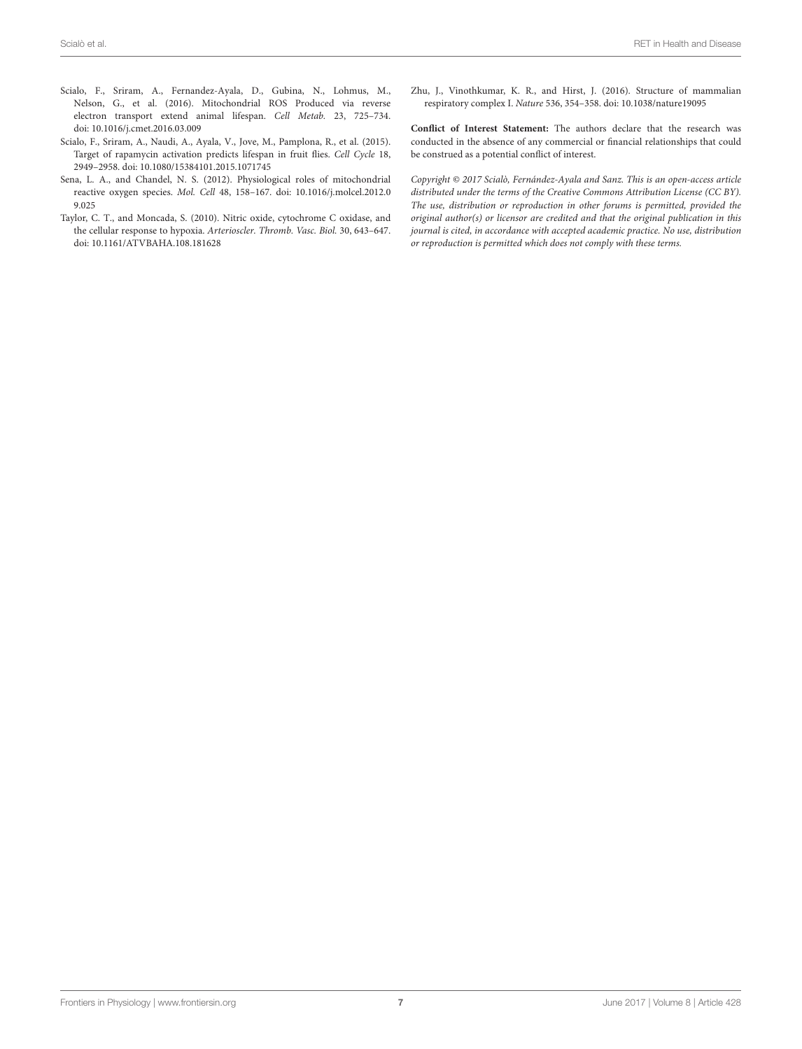Scialo, F., Sriram, A., Fernandez-Ayala, D., Gubina, N., Lohmus, M., Nelson, G., et al. (2016). Mitochondrial ROS Produced via reverse electron transport extend animal lifespan. *Cell Metab.* 23, 725–734. doi: 10.1016/j.cmet.2016.03.009

Scialo, F., Sriram, A., Naudi, A., Ayala, V., Jove, M., Pamplona, R., et al. (2015). Target of rapamycin activation predicts lifespan in fruit flies. *Cell Cycle* 18, 2949–2958. doi: 10.1080/15384101.2015.1071745

Sena, L. A., and Chandel, N. S. (2012). Physiological roles of mitochondrial reactive oxygen species. *Mol. Cell* 48, 158–167. doi: 10.1016/j.molcel.2012.09.025

Taylor, C. T., and Moncada, S. (2010). Nitric oxide, cytochrome C oxidase, and the cellular response to hypoxia. *Arterioscler. Thromb. Vasc. Biol.* 30, 643–647. doi: 10.1161/ATVBAHA.108.181628

Zhu, J., Vinothkumar, K. R., and Hirst, J. (2016). Structure of mammalian respiratory complex I. *Nature* 536, 354–358. doi: 10.1038/nature19095

**Conflict of Interest Statement:** The authors declare that the research was conducted in the absence of any commercial or financial relationships that could be construed as a potential conflict of interest.

*Copyright © 2017 Scialò, Fernández-Ayala and Sanz. This is an open-access article distributed under the terms of the Creative Commons Attribution License (CC BY). The use, distribution or reproduction in other forums is permitted, provided the original author(s) or licensor are credited and that the original publication in this journal is cited, in accordance with accepted academic practice. No use, distribution or reproduction is permitted which does not comply with these terms.*